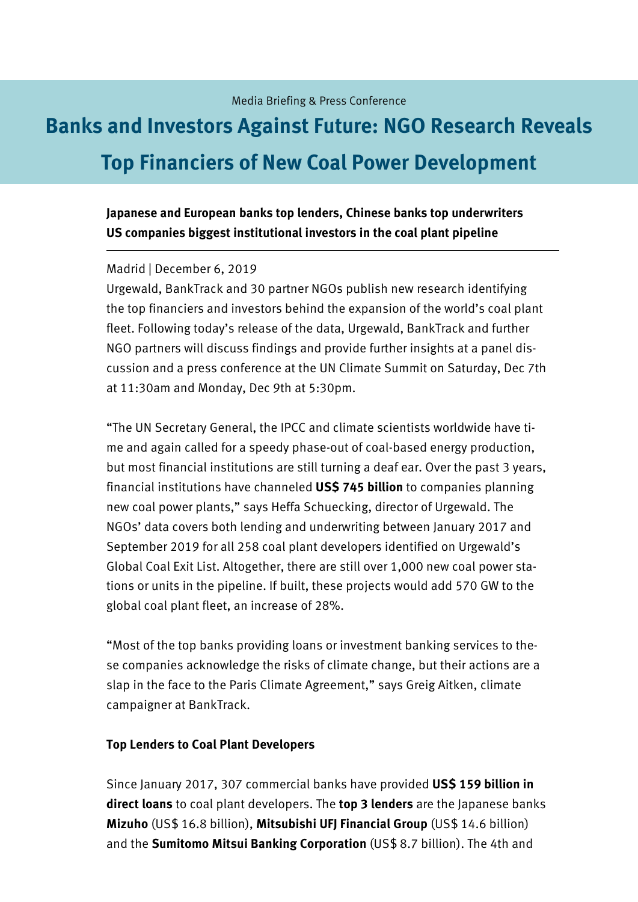Media Briefing & Press Conference

# Banks and Investors Against Future: NGO Research Reveals Top Financiers of New Coal Power Development

**Japanese and European banks top lenders, Chinese banks top underwriters**
**US companies biggest institutional investors in the coal plant pipeline**

---

Madrid | December 6, 2019

Urgewald, BankTrack and 30 partner NGOs publish new research identifying the top financiers and investors behind the expansion of the world's coal plant fleet. Following today's release of the data, Urgewald, BankTrack and further NGO partners will discuss findings and provide further insights at a panel discussion and a press conference at the UN Climate Summit on Saturday, Dec 7th at 11:30am and Monday, Dec 9th at 5:30pm.

"The UN Secretary General, the IPCC and climate scientists worldwide have time and again called for a speedy phase-out of coal-based energy production, but most financial institutions are still turning a deaf ear. Over the past 3 years, financial institutions have channeled **US$ 745 billion** to companies planning new coal power plants," says Heffa Schuecking, director of Urgewald. The NGOs' data covers both lending and underwriting between January 2017 and September 2019 for all 258 coal plant developers identified on Urgewald's Global Coal Exit List. Altogether, there are still over 1,000 new coal power stations or units in the pipeline. If built, these projects would add 570 GW to the global coal plant fleet, an increase of 28%.

"Most of the top banks providing loans or investment banking services to these companies acknowledge the risks of climate change, but their actions are a slap in the face to the Paris Climate Agreement," says Greig Aitken, climate campaigner at BankTrack.

**Top Lenders to Coal Plant Developers**

Since January 2017, 307 commercial banks have provided **US$ 159 billion in direct loans** to coal plant developers. The **top 3 lenders** are the Japanese banks **Mizuho** (US$ 16.8 billion), **Mitsubishi UFJ Financial Group** (US$ 14.6 billion) and the **Sumitomo Mitsui Banking Corporation** (US$ 8.7 billion). The 4th and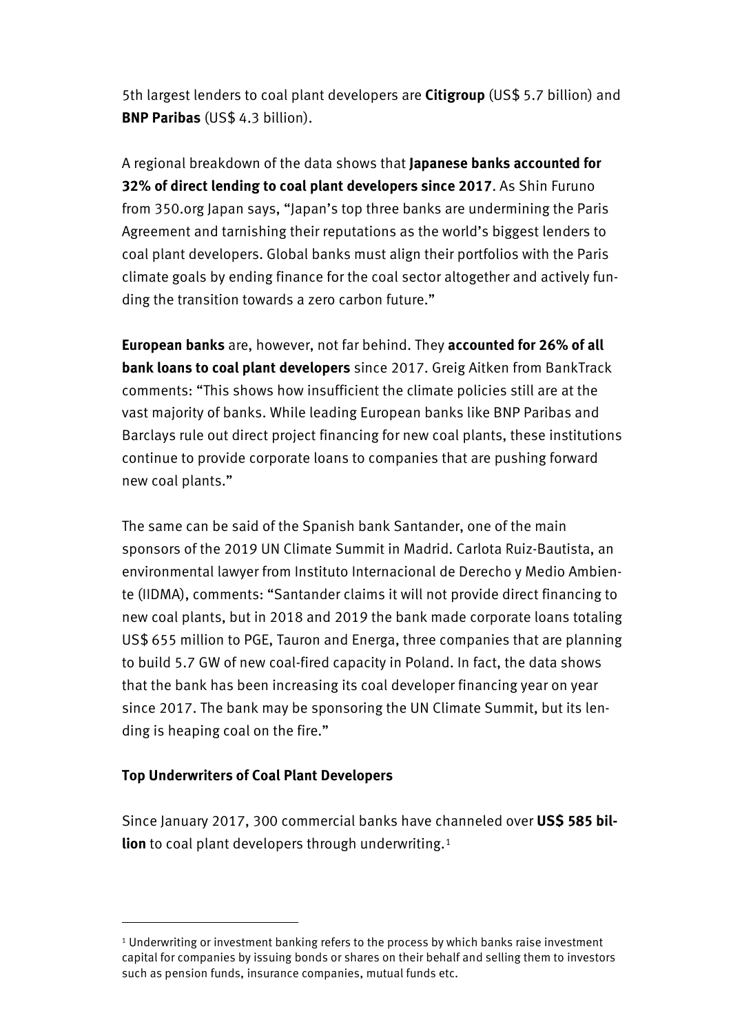5th largest lenders to coal plant developers are **Citigroup** (US$ 5.7 billion) and **BNP Paribas** (US$ 4.3 billion).

A regional breakdown of the data shows that **Japanese banks accounted for 32% of direct lending to coal plant developers since 2017**. As Shin Furuno from 350.org Japan says, "Japan's top three banks are undermining the Paris Agreement and tarnishing their reputations as the world's biggest lenders to coal plant developers. Global banks must align their portfolios with the Paris climate goals by ending finance for the coal sector altogether and actively funding the transition towards a zero carbon future."

**European banks** are, however, not far behind. They **accounted for 26% of all bank loans to coal plant developers** since 2017. Greig Aitken from BankTrack comments: "This shows how insufficient the climate policies still are at the vast majority of banks. While leading European banks like BNP Paribas and Barclays rule out direct project financing for new coal plants, these institutions continue to provide corporate loans to companies that are pushing forward new coal plants."

The same can be said of the Spanish bank Santander, one of the main sponsors of the 2019 UN Climate Summit in Madrid. Carlota Ruiz-Bautista, an environmental lawyer from Instituto Internacional de Derecho y Medio Ambiente (IIDMA), comments: "Santander claims it will not provide direct financing to new coal plants, but in 2018 and 2019 the bank made corporate loans totaling US$ 655 million to PGE, Tauron and Energa, three companies that are planning to build 5.7 GW of new coal-fired capacity in Poland. In fact, the data shows that the bank has been increasing its coal developer financing year on year since 2017. The bank may be sponsoring the UN Climate Summit, but its lending is heaping coal on the fire."

### Top Underwriters of Coal Plant Developers

Since January 2017, 300 commercial banks have channeled over **US$ 585 billion** to coal plant developers through underwriting.[1]

---

[1] Underwriting or investment banking refers to the process by which banks raise investment capital for companies by issuing bonds or shares on their behalf and selling them to investors such as pension funds, insurance companies, mutual funds etc.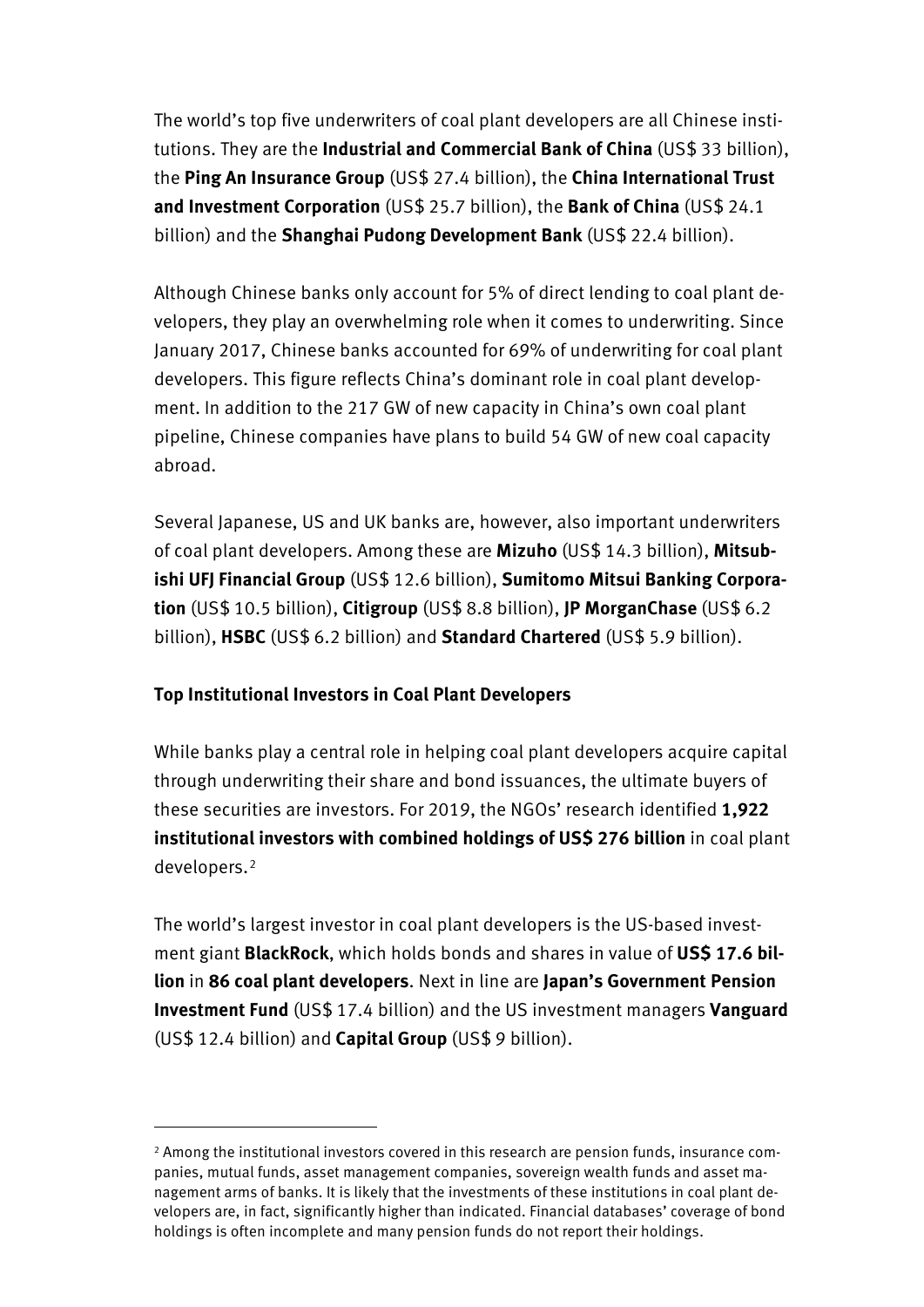The world's top five underwriters of coal plant developers are all Chinese institutions. They are the **Industrial and Commercial Bank of China** (US$ 33 billion), the **Ping An Insurance Group** (US$ 27.4 billion), the **China International Trust and Investment Corporation** (US$ 25.7 billion), the **Bank of China** (US$ 24.1 billion) and the **Shanghai Pudong Development Bank** (US$ 22.4 billion).

Although Chinese banks only account for 5% of direct lending to coal plant developers, they play an overwhelming role when it comes to underwriting. Since January 2017, Chinese banks accounted for 69% of underwriting for coal plant developers. This figure reflects China's dominant role in coal plant development. In addition to the 217 GW of new capacity in China's own coal plant pipeline, Chinese companies have plans to build 54 GW of new coal capacity abroad.

Several Japanese, US and UK banks are, however, also important underwriters of coal plant developers. Among these are **Mizuho** (US$ 14.3 billion), **Mitsubishi UFJ Financial Group** (US$ 12.6 billion), **Sumitomo Mitsui Banking Corporation** (US$ 10.5 billion), **Citigroup** (US$ 8.8 billion), **JP MorganChase** (US$ 6.2 billion), **HSBC** (US$ 6.2 billion) and **Standard Chartered** (US$ 5.9 billion).

**Top Institutional Investors in Coal Plant Developers**

While banks play a central role in helping coal plant developers acquire capital through underwriting their share and bond issuances, the ultimate buyers of these securities are investors. For 2019, the NGOs' research identified **1,922 institutional investors with combined holdings of US$ 276 billion** in coal plant developers.[2]

The world's largest investor in coal plant developers is the US-based investment giant **BlackRock**, which holds bonds and shares in value of **US$ 17.6 billion** in **86 coal plant developers**. Next in line are **Japan's Government Pension Investment Fund** (US$ 17.4 billion) and the US investment managers **Vanguard** (US$ 12.4 billion) and **Capital Group** (US$ 9 billion).

---

[2] Among the institutional investors covered in this research are pension funds, insurance companies, mutual funds, asset management companies, sovereign wealth funds and asset management arms of banks. It is likely that the investments of these institutions in coal plant developers are, in fact, significantly higher than indicated. Financial databases' coverage of bond holdings is often incomplete and many pension funds do not report their holdings.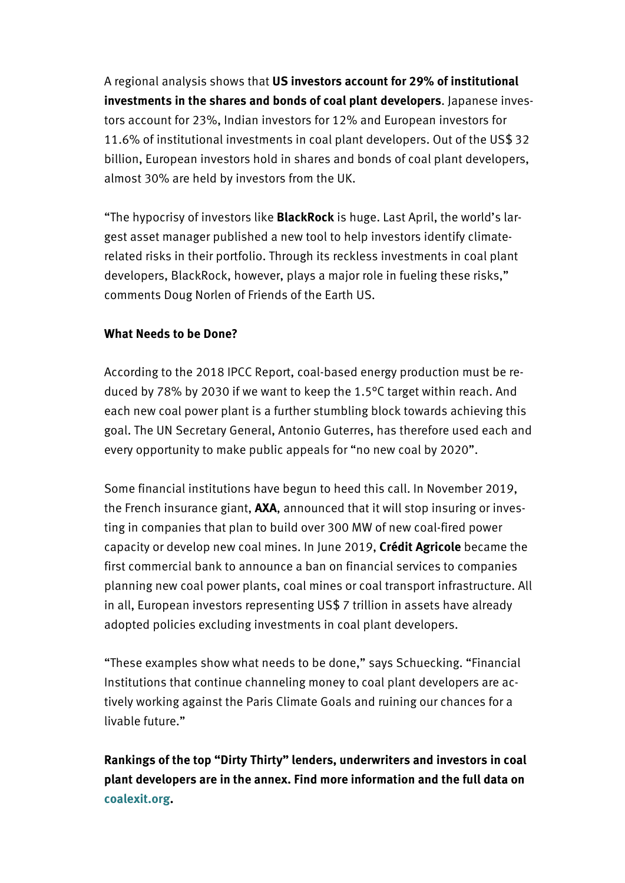A regional analysis shows that **US investors account for 29% of institutional investments in the shares and bonds of coal plant developers**. Japanese investors account for 23%, Indian investors for 12% and European investors for 11.6% of institutional investments in coal plant developers. Out of the US$ 32 billion, European investors hold in shares and bonds of coal plant developers, almost 30% are held by investors from the UK.

"The hypocrisy of investors like **BlackRock** is huge. Last April, the world's largest asset manager published a new tool to help investors identify climate-related risks in their portfolio. Through its reckless investments in coal plant developers, BlackRock, however, plays a major role in fueling these risks," comments Doug Norlen of Friends of the Earth US.

**What Needs to be Done?**

According to the 2018 IPCC Report, coal-based energy production must be reduced by 78% by 2030 if we want to keep the 1.5°C target within reach. And each new coal power plant is a further stumbling block towards achieving this goal. The UN Secretary General, Antonio Guterres, has therefore used each and every opportunity to make public appeals for "no new coal by 2020".

Some financial institutions have begun to heed this call. In November 2019, the French insurance giant, **AXA**, announced that it will stop insuring or investing in companies that plan to build over 300 MW of new coal-fired power capacity or develop new coal mines. In June 2019, **Crédit Agricole** became the first commercial bank to announce a ban on financial services to companies planning new coal power plants, coal mines or coal transport infrastructure. All in all, European investors representing US$ 7 trillion in assets have already adopted policies excluding investments in coal plant developers.

"These examples show what needs to be done," says Schuecking. "Financial Institutions that continue channeling money to coal plant developers are actively working against the Paris Climate Goals and ruining our chances for a livable future."

**Rankings of the top "Dirty Thirty" lenders, underwriters and investors in coal plant developers are in the annex. Find more information and the full data on coalexit.org.**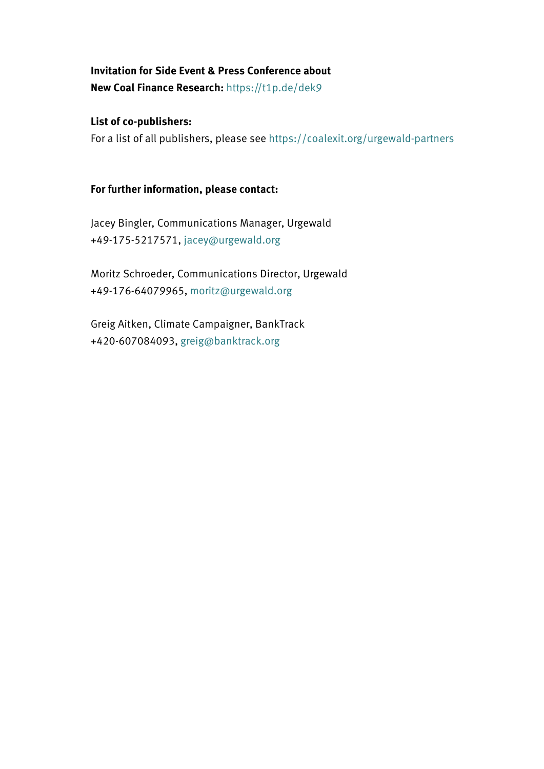**Invitation for Side Event & Press Conference about New Coal Finance Research:** https://t1p.de/dek9

**List of co-publishers:**
For a list of all publishers, please see https://coalexit.org/urgewald-partners

**For further information, please contact:**

Jacey Bingler, Communications Manager, Urgewald
+49-175-5217571, jacey@urgewald.org

Moritz Schroeder, Communications Director, Urgewald
+49-176-64079965, moritz@urgewald.org

Greig Aitken, Climate Campaigner, BankTrack
+420-607084093, greig@banktrack.org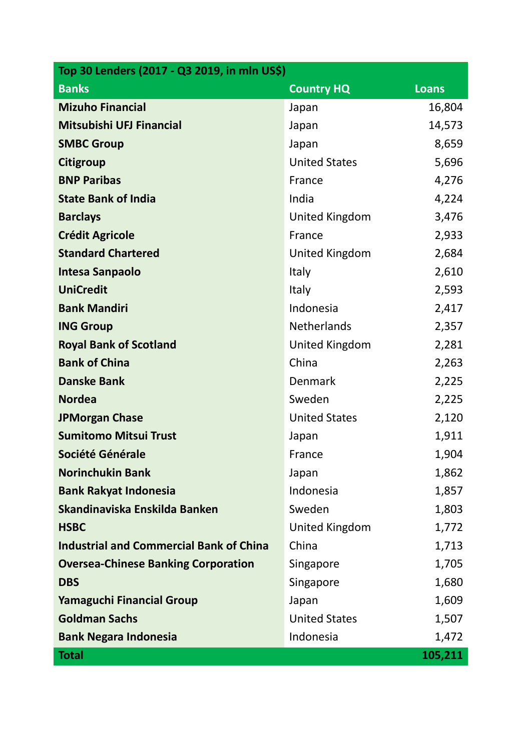| Top 30 Lenders (2017 - Q3 2019, in mln US$) | | |
|---|---|---|
| **Banks** | **Country HQ** | **Loans** |
| **Mizuho Financial** | Japan | 16,804 |
| **Mitsubishi UFJ Financial** | Japan | 14,573 |
| **SMBC Group** | Japan | 8,659 |
| **Citigroup** | United States | 5,696 |
| **BNP Paribas** | France | 4,276 |
| **State Bank of India** | India | 4,224 |
| **Barclays** | United Kingdom | 3,476 |
| **Crédit Agricole** | France | 2,933 |
| **Standard Chartered** | United Kingdom | 2,684 |
| **Intesa Sanpaolo** | Italy | 2,610 |
| **UniCredit** | Italy | 2,593 |
| **Bank Mandiri** | Indonesia | 2,417 |
| **ING Group** | Netherlands | 2,357 |
| **Royal Bank of Scotland** | United Kingdom | 2,281 |
| **Bank of China** | China | 2,263 |
| **Danske Bank** | Denmark | 2,225 |
| **Nordea** | Sweden | 2,225 |
| **JPMorgan Chase** | United States | 2,120 |
| **Sumitomo Mitsui Trust** | Japan | 1,911 |
| **Société Générale** | France | 1,904 |
| **Norinchukin Bank** | Japan | 1,862 |
| **Bank Rakyat Indonesia** | Indonesia | 1,857 |
| **Skandinaviska Enskilda Banken** | Sweden | 1,803 |
| **HSBC** | United Kingdom | 1,772 |
| **Industrial and Commercial Bank of China** | China | 1,713 |
| **Oversea-Chinese Banking Corporation** | Singapore | 1,705 |
| **DBS** | Singapore | 1,680 |
| **Yamaguchi Financial Group** | Japan | 1,609 |
| **Goldman Sachs** | United States | 1,507 |
| **Bank Negara Indonesia** | Indonesia | 1,472 |
| **Total** | | **105,211** |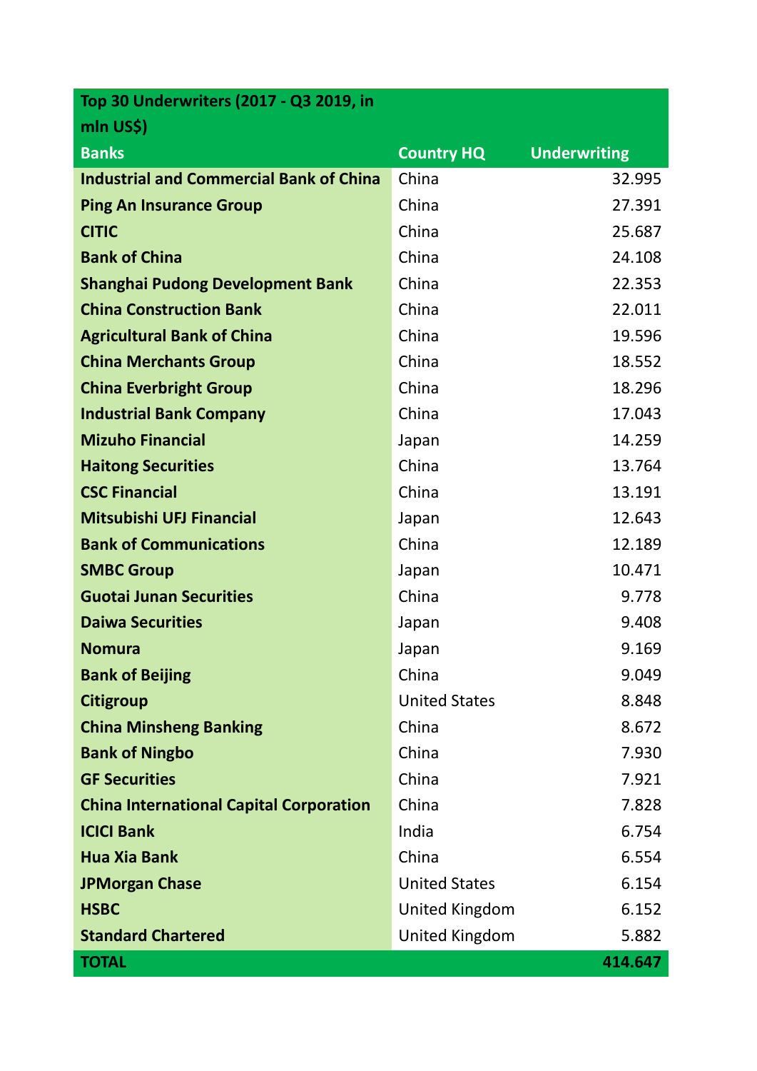| Top 30 Underwriters (2017 - Q3 2019, in mln US$) | | |
|---|---|---|
| **Banks** | **Country HQ** | **Underwriting** |
| **Industrial and Commercial Bank of China** | China | 32.995 |
| **Ping An Insurance Group** | China | 27.391 |
| **CITIC** | China | 25.687 |
| **Bank of China** | China | 24.108 |
| **Shanghai Pudong Development Bank** | China | 22.353 |
| **China Construction Bank** | China | 22.011 |
| **Agricultural Bank of China** | China | 19.596 |
| **China Merchants Group** | China | 18.552 |
| **China Everbright Group** | China | 18.296 |
| **Industrial Bank Company** | China | 17.043 |
| **Mizuho Financial** | Japan | 14.259 |
| **Haitong Securities** | China | 13.764 |
| **CSC Financial** | China | 13.191 |
| **Mitsubishi UFJ Financial** | Japan | 12.643 |
| **Bank of Communications** | China | 12.189 |
| **SMBC Group** | Japan | 10.471 |
| **Guotai Junan Securities** | China | 9.778 |
| **Daiwa Securities** | Japan | 9.408 |
| **Nomura** | Japan | 9.169 |
| **Bank of Beijing** | China | 9.049 |
| **Citigroup** | United States | 8.848 |
| **China Minsheng Banking** | China | 8.672 |
| **Bank of Ningbo** | China | 7.930 |
| **GF Securities** | China | 7.921 |
| **China International Capital Corporation** | China | 7.828 |
| **ICICI Bank** | India | 6.754 |
| **Hua Xia Bank** | China | 6.554 |
| **JPMorgan Chase** | United States | 6.154 |
| **HSBC** | United Kingdom | 6.152 |
| **Standard Chartered** | United Kingdom | 5.882 |
| **TOTAL** | | **414.647** |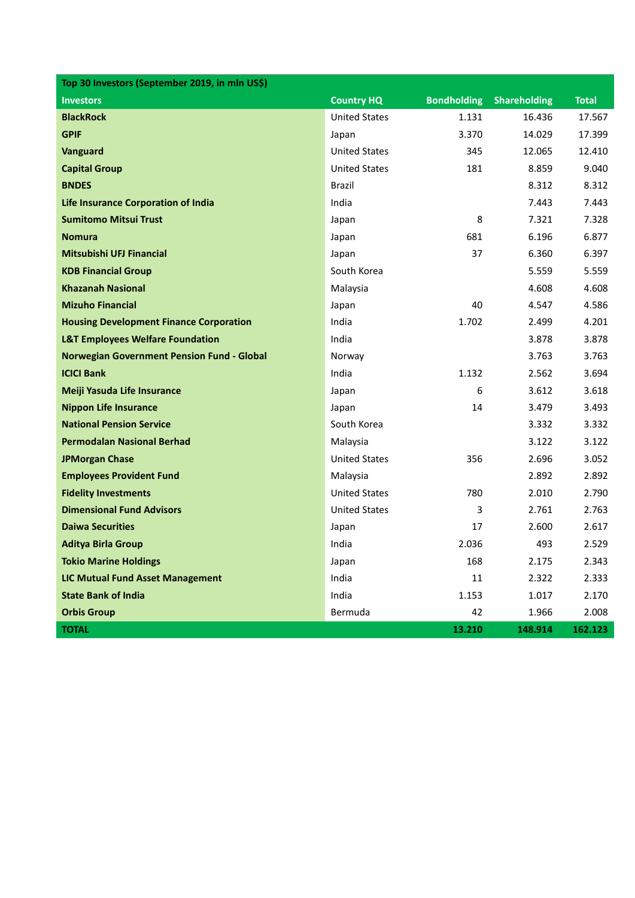| Top 30 Investors (September 2019, in mln US$) | | | | |
|---|---|---|---|---|
| **Investors** | **Country HQ** | **Bondholding** | **Shareholding** | **Total** |
| **BlackRock** | United States | 1.131 | 16.436 | 17.567 |
| **GPIF** | Japan | 3.370 | 14.029 | 17.399 |
| **Vanguard** | United States | 345 | 12.065 | 12.410 |
| **Capital Group** | United States | 181 | 8.859 | 9.040 |
| **BNDES** | Brazil | | 8.312 | 8.312 |
| **Life Insurance Corporation of India** | India | | 7.443 | 7.443 |
| **Sumitomo Mitsui Trust** | Japan | 8 | 7.321 | 7.328 |
| **Nomura** | Japan | 681 | 6.196 | 6.877 |
| **Mitsubishi UFJ Financial** | Japan | 37 | 6.360 | 6.397 |
| **KDB Financial Group** | South Korea | | 5.559 | 5.559 |
| **Khazanah Nasional** | Malaysia | | 4.608 | 4.608 |
| **Mizuho Financial** | Japan | 40 | 4.547 | 4.586 |
| **Housing Development Finance Corporation** | India | 1.702 | 2.499 | 4.201 |
| **L&T Employees Welfare Foundation** | India | | 3.878 | 3.878 |
| **Norwegian Government Pension Fund - Global** | Norway | | 3.763 | 3.763 |
| **ICICI Bank** | India | 1.132 | 2.562 | 3.694 |
| **Meiji Yasuda Life Insurance** | Japan | 6 | 3.612 | 3.618 |
| **Nippon Life Insurance** | Japan | 14 | 3.479 | 3.493 |
| **National Pension Service** | South Korea | | 3.332 | 3.332 |
| **Permodalan Nasional Berhad** | Malaysia | | 3.122 | 3.122 |
| **JPMorgan Chase** | United States | 356 | 2.696 | 3.052 |
| **Employees Provident Fund** | Malaysia | | 2.892 | 2.892 |
| **Fidelity Investments** | United States | 780 | 2.010 | 2.790 |
| **Dimensional Fund Advisors** | United States | 3 | 2.761 | 2.763 |
| **Daiwa Securities** | Japan | 17 | 2.600 | 2.617 |
| **Aditya Birla Group** | India | 2.036 | 493 | 2.529 |
| **Tokio Marine Holdings** | Japan | 168 | 2.175 | 2.343 |
| **LIC Mutual Fund Asset Management** | India | 11 | 2.322 | 2.333 |
| **State Bank of India** | India | 1.153 | 1.017 | 2.170 |
| **Orbis Group** | Bermuda | 42 | 1.966 | 2.008 |
| **TOTAL** | | **13.210** | **148.914** | **162.123** |